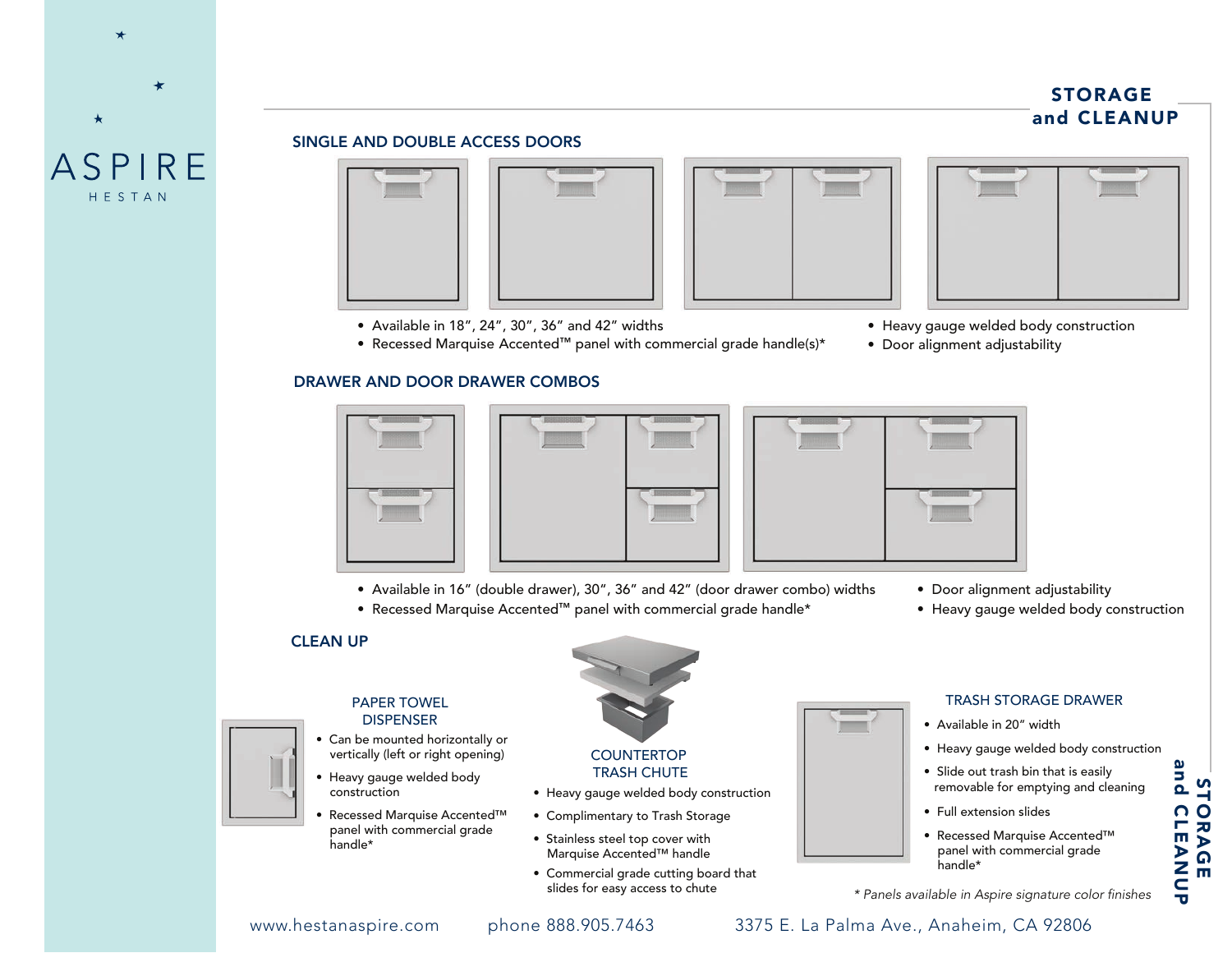ASPIRE
HESTAN

# STORAGE and CLEANUP

## SINGLE AND DOUBLE ACCESS DOORS

- Available in 18”, 24”, 30”, 36” and 42” widths
- Recessed Marquise Accented™ panel with commercial grade handle(s)*
- Heavy gauge welded body construction
- Door alignment adjustability

## DRAWER AND DOOR DRAWER COMBOS

- Available in 16” (double drawer), 30”, 36” and 42” (door drawer combo) widths
- Recessed Marquise Accented™ panel with commercial grade handle*
- Door alignment adjustability
- Heavy gauge welded body construction

## CLEAN UP

### PAPER TOWEL DISPENSER

- Can be mounted horizontally or vertically (left or right opening)
- Heavy gauge welded body construction
- Recessed Marquise Accented™ panel with commercial grade handle*

### COUNTERTOP TRASH CHUTE

- Heavy gauge welded body construction
- Complimentary to Trash Storage
- Stainless steel top cover with Marquise Accented™ handle
- Commercial grade cutting board that slides for easy access to chute

### TRASH STORAGE DRAWER

- Available in 20” width
- Heavy gauge welded body construction
- Slide out trash bin that is easily removable for emptying and cleaning
- Full extension slides
- Recessed Marquise Accented™ panel with commercial grade handle*

*\* Panels available in Aspire signature color finishes*

www.hestanaspire.com phone 888.905.7463 3375 E. La Palma Ave., Anaheim, CA 92806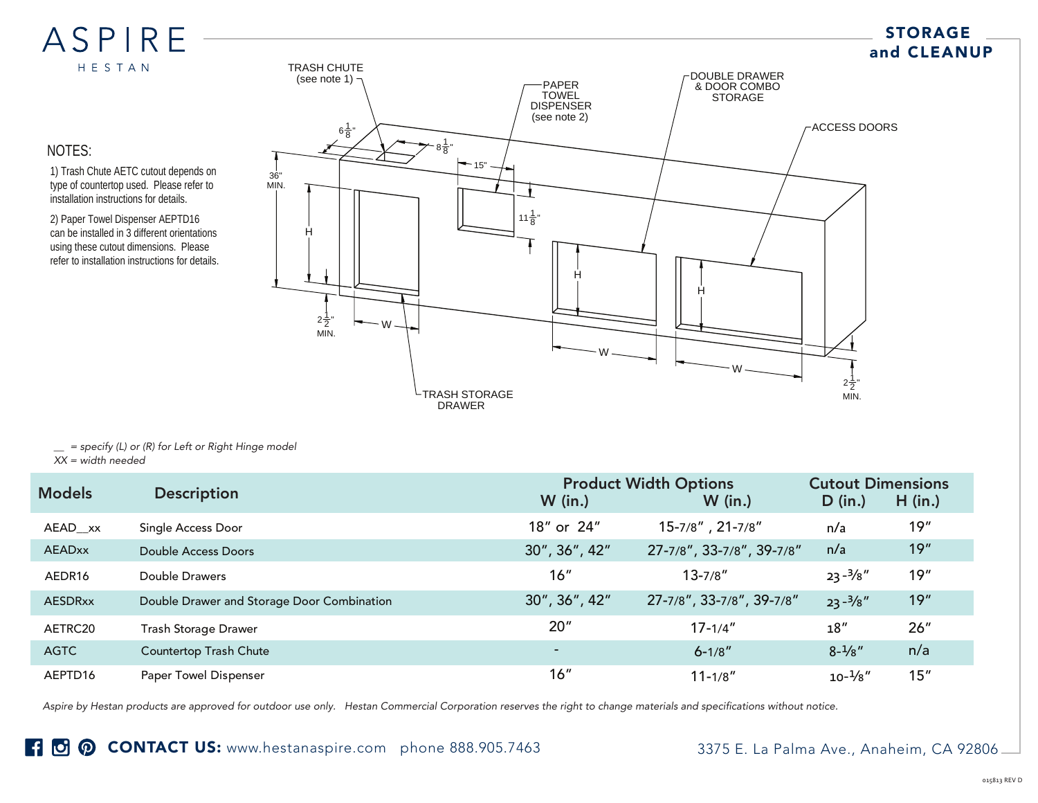# ASPIRE
HESTAN

## STORAGE and CLEANUP

NOTES:

1) Trash Chute AETC cutout depends on type of countertop used. Please refer to installation instructions for details.

2) Paper Towel Dispenser AEPTD16 can be installed in 3 different orientations using these cutout dimensions. Please refer to installation instructions for details.

TRASH CHUTE (see note 1)

PAPER TOWEL DISPENSER (see note 2)

DOUBLE DRAWER & DOOR COMBO STORAGE

ACCESS DOORS

TRASH STORAGE DRAWER

6 1/8"

8 1/8"

15"

11 1/8"

36" MIN.

H

W

2 1/2" MIN.

*__ = specify (L) or (R) for Left or Right Hinge model*
*XX = width needed*

| Models | Description | Product Width Options | | Cutout Dimensions | |
|---|---|---|---|---|---|
| | | W (in.) | W (in.) | D (in.) | H (in.) |
| AEAD__xx | Single Access Door | 18″ or 24″ | 15-7/8″ , 21-7/8″ | n/a | 19″ |
| AEADxx | Double Access Doors | 30″, 36″, 42″ | 27-7/8″, 33-7/8″, 39-7/8″ | n/a | 19″ |
| AEDR16 | Double Drawers | 16″ | 13-7/8″ | 23-3/8″ | 19″ |
| AESDRxx | Double Drawer and Storage Door Combination | 30″, 36″, 42″ | 27-7/8″, 33-7/8″, 39-7/8″ | 23-3/8″ | 19″ |
| AETRC20 | Trash Storage Drawer | 20″ | 17-1/4″ | 18″ | 26″ |
| AGTC | Countertop Trash Chute | - | 6-1/8″ | 8-1/8″ | n/a |
| AEPTD16 | Paper Towel Dispenser | 16″ | 11-1/8″ | 10-1/8″ | 15″ |

*Aspire by Hestan products are approved for outdoor use only. Hestan Commercial Corporation reserves the right to change materials and specifications without notice.*

**CONTACT US:** www.hestanaspire.com phone 888.905.7463

3375 E. La Palma Ave., Anaheim, CA 92806

015813 REV D